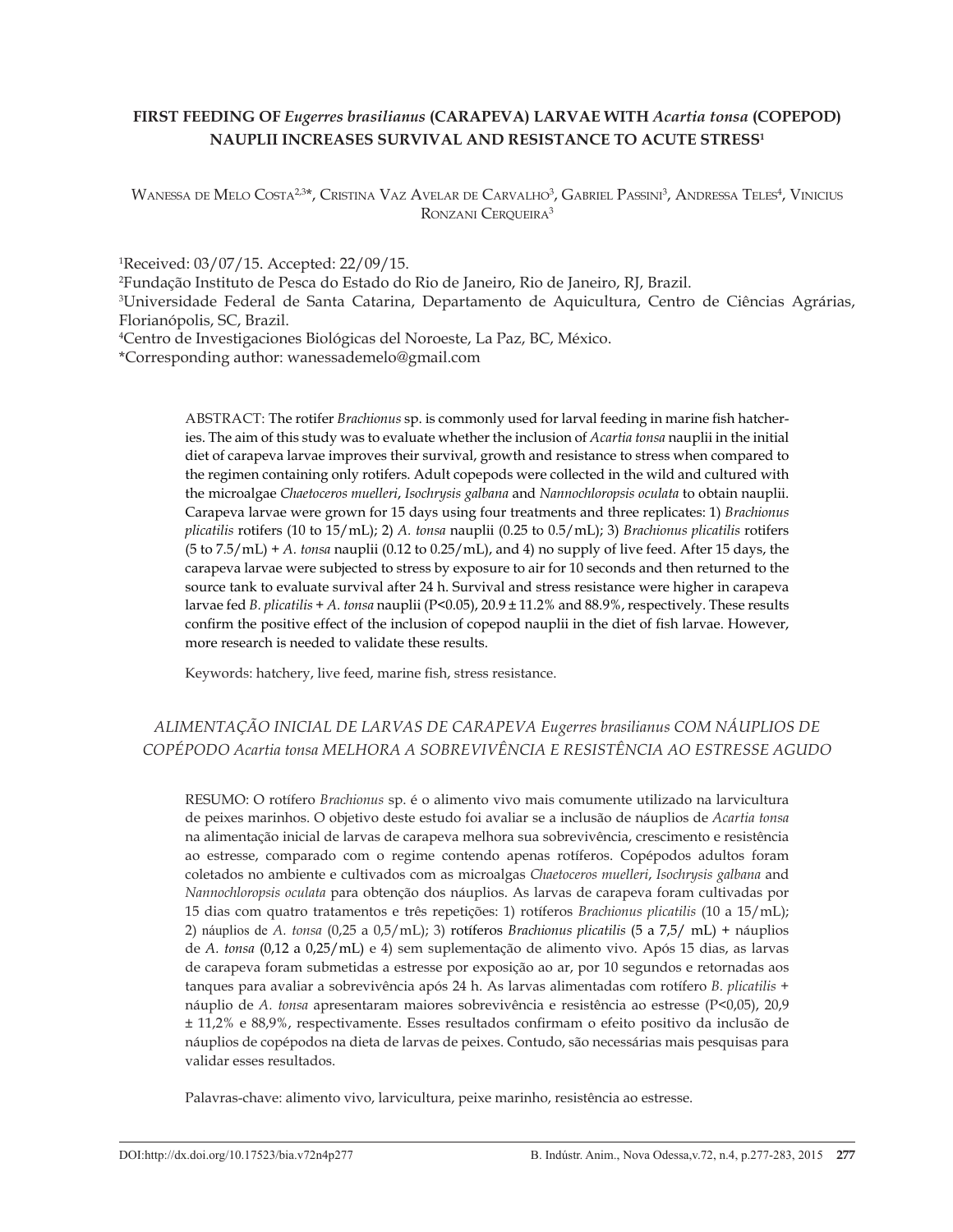# FIRST FEEDING OF *Eugerres brasilianus* (CARAPEVA) LARVAE WITH *Acartia tonsa* (COPEPOD) NAUPLII INCREASES SURVIVAL AND RESISTANCE TO ACUTE STRESS[1]

Wanessa de Melo Costa[2,3]*, Cristina Vaz Avelar de Carvalho[3], Gabriel Passini[3], Andressa Teles[4], Vinicius Ronzani Cerqueira[3]

[1]Received: 03/07/15. Accepted: 22/09/15.
[2]Fundação Instituto de Pesca do Estado do Rio de Janeiro, Rio de Janeiro, RJ, Brazil.
[3]Universidade Federal de Santa Catarina, Departamento de Aquicultura, Centro de Ciências Agrárias, Florianópolis, SC, Brazil.
[4]Centro de Investigaciones Biológicas del Noroeste, La Paz, BC, México.
*Corresponding author: wanessademelo@gmail.com

ABSTRACT: The rotifer *Brachionus* sp. is commonly used for larval feeding in marine fish hatcheries. The aim of this study was to evaluate whether the inclusion of *Acartia tonsa* nauplii in the initial diet of carapeva larvae improves their survival, growth and resistance to stress when compared to the regimen containing only rotifers. Adult copepods were collected in the wild and cultured with the microalgae *Chaetoceros muelleri*, *Isochrysis galbana* and *Nannochloropsis oculata* to obtain nauplii. Carapeva larvae were grown for 15 days using four treatments and three replicates: 1) *Brachionus plicatilis* rotifers (10 to 15/mL); 2) *A. tonsa* nauplii (0.25 to 0.5/mL); 3) *Brachionus plicatilis* rotifers (5 to 7.5/mL) + *A. tonsa* nauplii (0.12 to 0.25/mL), and 4) no supply of live feed. After 15 days, the carapeva larvae were subjected to stress by exposure to air for 10 seconds and then returned to the source tank to evaluate survival after 24 h. Survival and stress resistance were higher in carapeva larvae fed *B. plicatilis* + *A. tonsa* nauplii ($P<0.05$), 20.9 ± 11.2% and 88.9%, respectively. These results confirm the positive effect of the inclusion of copepod nauplii in the diet of fish larvae. However, more research is needed to validate these results.

Keywords: hatchery, live feed, marine fish, stress resistance.

## *ALIMENTAÇÃO INICIAL DE LARVAS DE CARAPEVA Eugerres brasilianus COM NÁUPLIOS DE COPÉPODO Acartia tonsa MELHORA A SOBREVIVÊNCIA E RESISTÊNCIA AO ESTRESSE AGUDO*

RESUMO: O rotífero *Brachionus* sp. é o alimento vivo mais comumente utilizado na larvicultura de peixes marinhos. O objetivo deste estudo foi avaliar se a inclusão de náuplios de *Acartia tonsa* na alimentação inicial de larvas de carapeva melhora sua sobrevivência, crescimento e resistência ao estresse, comparado com o regime contendo apenas rotíferos. Copépodos adultos foram coletados no ambiente e cultivados com as microalgas *Chaetoceros muelleri*, *Isochrysis galbana* and *Nannochloropsis oculata* para obtenção dos náuplios. As larvas de carapeva foram cultivadas por 15 dias com quatro tratamentos e três repetições: 1) rotíferos *Brachionus plicatilis* (10 a 15/mL); 2) náuplios de *A. tonsa* (0,25 a 0,5/mL); 3) rotíferos *Brachionus plicatilis* (5 a 7,5/ mL) + náuplios de *A. tonsa* (0,12 a 0,25/mL) e 4) sem suplementação de alimento vivo. Após 15 dias, as larvas de carapeva foram submetidas a estresse por exposição ao ar, por 10 segundos e retornadas aos tanques para avaliar a sobrevivência após 24 h. As larvas alimentadas com rotífero *B. plicatilis* + náuplio de *A. tonsa* apresentaram maiores sobrevivência e resistência ao estresse ($P<0,05$), 20,9 ± 11,2% e 88,9%, respectivamente. Esses resultados confirmam o efeito positivo da inclusão de náuplios de copépodos na dieta de larvas de peixes. Contudo, são necessárias mais pesquisas para validar esses resultados.

Palavras-chave: alimento vivo, larvicultura, peixe marinho, resistência ao estresse.

DOI:http://dx.doi.org/10.17523/bia.v72n4p277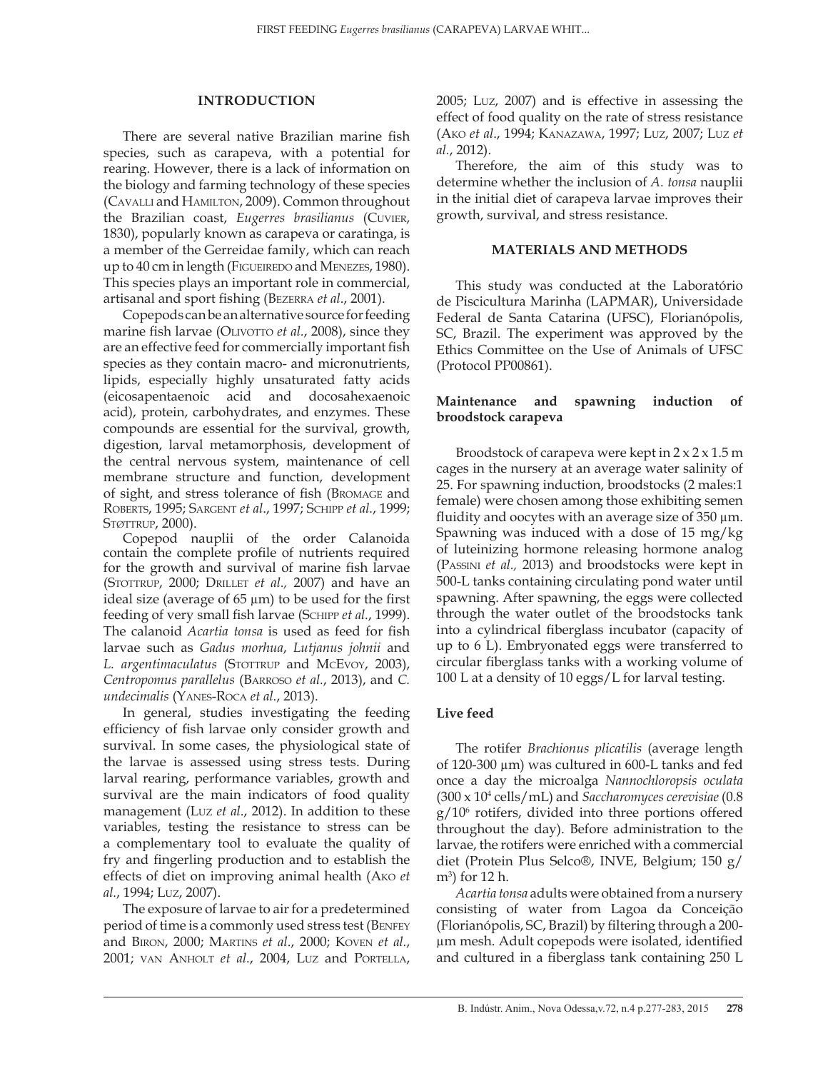## INTRODUCTION

There are several native Brazilian marine fish species, such as carapeva, with a potential for rearing. However, there is a lack of information on the biology and farming technology of these species (Cavalli and Hamilton, 2009). Common throughout the Brazilian coast, *Eugerres brasilianus* (Cuvier, 1830), popularly known as carapeva or caratinga, is a member of the Gerreidae family, which can reach up to 40 cm in length (Figueiredo and Menezes, 1980). This species plays an important role in commercial, artisanal and sport fishing (Bezerra *et al*., 2001).

Copepods can be an alternative source for feeding marine fish larvae (Olivotto *et al*., 2008), since they are an effective feed for commercially important fish species as they contain macro- and micronutrients, lipids, especially highly unsaturated fatty acids (eicosapentaenoic acid and docosahexaenoic acid), protein, carbohydrates, and enzymes. These compounds are essential for the survival, growth, digestion, larval metamorphosis, development of the central nervous system, maintenance of cell membrane structure and function, development of sight, and stress tolerance of fish (Bromage and Roberts, 1995; Sargent *et al*., 1997; Schipp *et al*., 1999; Støttrup, 2000).

Copepod nauplii of the order Calanoida contain the complete profile of nutrients required for the growth and survival of marine fish larvae (Stottrup, 2000; Drillet *et al.,* 2007) and have an ideal size (average of 65 µm) to be used for the first feeding of very small fish larvae (Schipp *et al.,* 1999). The calanoid *Acartia tonsa* is used as feed for fish larvae such as *Gadus morhua*, *Lutjanus johnii* and *L. argentimaculatus* (Stottrup and McEvoy, 2003), *Centropomus parallelus* (Barroso *et al.*, 2013), and *C. undecimalis* (Yanes-Roca *et al*., 2013).

In general, studies investigating the feeding efficiency of fish larvae only consider growth and survival. In some cases, the physiological state of the larvae is assessed using stress tests. During larval rearing, performance variables, growth and survival are the main indicators of food quality management (Luz *et al*., 2012). In addition to these variables, testing the resistance to stress can be a complementary tool to evaluate the quality of fry and fingerling production and to establish the effects of diet on improving animal health (Ako *et al*., 1994; Luz, 2007).

The exposure of larvae to air for a predetermined period of time is a commonly used stress test (Benfey and Biron, 2000; Martins *et al*., 2000; Koven *et al*., 2001; van Anholt *et al*., 2004, Luz and Portella, 2005; Luz, 2007) and is effective in assessing the effect of food quality on the rate of stress resistance (Ako *et al*., 1994; Kanazawa, 1997; Luz, 2007; Luz *et al*., 2012).

Therefore, the aim of this study was to determine whether the inclusion of *A. tonsa* nauplii in the initial diet of carapeva larvae improves their growth, survival, and stress resistance.

## MATERIALS AND METHODS

This study was conducted at the Laboratório de Piscicultura Marinha (LAPMAR), Universidade Federal de Santa Catarina (UFSC), Florianópolis, SC, Brazil. The experiment was approved by the Ethics Committee on the Use of Animals of UFSC (Protocol PP00861).

### Maintenance and spawning induction of broodstock carapeva

Broodstock of carapeva were kept in 2 x 2 x 1.5 m cages in the nursery at an average water salinity of 25. For spawning induction, broodstocks (2 males:1 female) were chosen among those exhibiting semen fluidity and oocytes with an average size of 350 µm. Spawning was induced with a dose of 15 mg/kg of luteinizing hormone releasing hormone analog (Passini *et al.,* 2013) and broodstocks were kept in 500-L tanks containing circulating pond water until spawning. After spawning, the eggs were collected through the water outlet of the broodstocks tank into a cylindrical fiberglass incubator (capacity of up to 6 L). Embryonated eggs were transferred to circular fiberglass tanks with a working volume of 100 L at a density of 10 eggs/L for larval testing.

### Live feed

The rotifer *Brachionus plicatilis* (average length of 120-300 µm) was cultured in 600-L tanks and fed once a day the microalga *Nannochloropsis oculata* ($300 \times 10^4$ cells/mL) and *Saccharomyces cerevisiae* (0.8 g/$10^6$ rotifers, divided into three portions offered throughout the day). Before administration to the larvae, the rotifers were enriched with a commercial diet (Protein Plus Selco®, INVE, Belgium; 150 g/$m^3$) for 12 h.

*Acartia tonsa* adults were obtained from a nursery consisting of water from Lagoa da Conceição (Florianópolis, SC, Brazil) by filtering through a 200-µm mesh. Adult copepods were isolated, identified and cultured in a fiberglass tank containing 250 L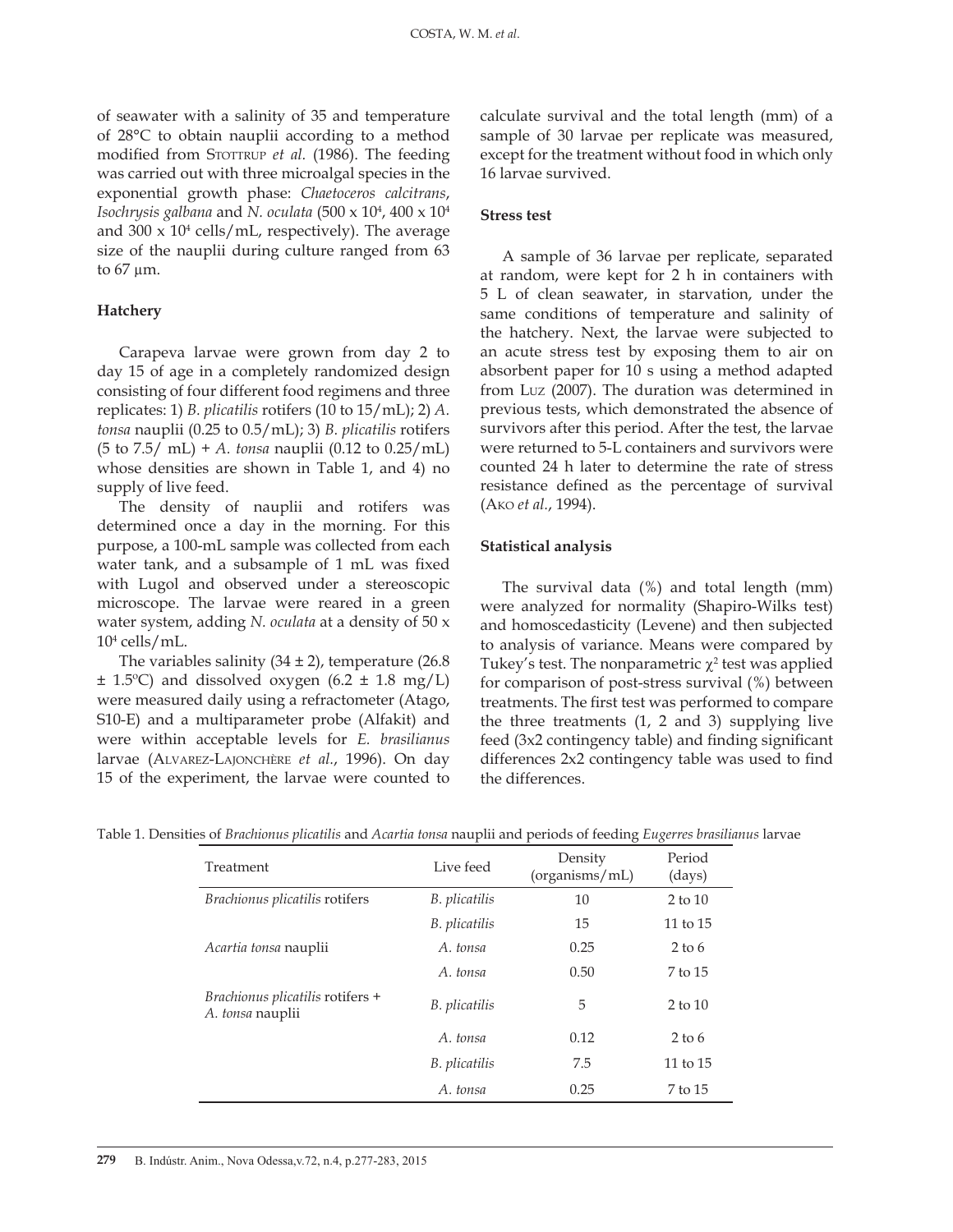of seawater with a salinity of 35 and temperature of 28°C to obtain nauplii according to a method modified from Stottrup *et al.* (1986). The feeding was carried out with three microalgal species in the exponential growth phase: *Chaetoceros calcitrans*, *Isochrysis galbana* and *N. oculata* ($500 \times 10^4$, $400 \times 10^4$ and $300 \times 10^4$ cells/mL, respectively). The average size of the nauplii during culture ranged from 63 to 67 µm.

### Hatchery

Carapeva larvae were grown from day 2 to day 15 of age in a completely randomized design consisting of four different food regimens and three replicates: 1) *B. plicatilis* rotifers (10 to 15/mL); 2) *A. tonsa* nauplii (0.25 to 0.5/mL); 3) *B. plicatilis* rotifers (5 to 7.5/ mL) + *A. tonsa* nauplii (0.12 to 0.25/mL) whose densities are shown in Table 1, and 4) no supply of live feed.

The density of nauplii and rotifers was determined once a day in the morning. For this purpose, a 100-mL sample was collected from each water tank, and a subsample of 1 mL was fixed with Lugol and observed under a stereoscopic microscope. The larvae were reared in a green water system, adding *N. oculata* at a density of $50 \times 10^4$ cells/mL.

The variables salinity (34 ± 2), temperature (26.8 ± 1.5ºC) and dissolved oxygen (6.2 ± 1.8 mg/L) were measured daily using a refractometer (Atago, S10-E) and a multiparameter probe (Alfakit) and were within acceptable levels for *E. brasilianus* larvae (Alvarez-Lajonchère *et al.*, 1996). On day 15 of the experiment, the larvae were counted to calculate survival and the total length (mm) of a sample of 30 larvae per replicate was measured, except for the treatment without food in which only 16 larvae survived.

### Stress test

A sample of 36 larvae per replicate, separated at random, were kept for 2 h in containers with 5 L of clean seawater, in starvation, under the same conditions of temperature and salinity of the hatchery. Next, the larvae were subjected to an acute stress test by exposing them to air on absorbent paper for 10 s using a method adapted from Luz (2007). The duration was determined in previous tests, which demonstrated the absence of survivors after this period. After the test, the larvae were returned to 5-L containers and survivors were counted 24 h later to determine the rate of stress resistance defined as the percentage of survival (Ako *et al.*, 1994).

### Statistical analysis

The survival data (%) and total length (mm) were analyzed for normality (Shapiro-Wilks test) and homoscedasticity (Levene) and then subjected to analysis of variance. Means were compared by Tukey's test. The nonparametric $\chi^2$ test was applied for comparison of post-stress survival (%) between treatments. The first test was performed to compare the three treatments (1, 2 and 3) supplying live feed (3x2 contingency table) and finding significant differences 2x2 contingency table was used to find the differences.

Table 1. Densities of *Brachionus plicatilis* and *Acartia tonsa* nauplii and periods of feeding *Eugerres brasilianus* larvae

| Treatment | Live feed | Density (organisms/mL) | Period (days) |
|---|---|---|---|
| *Brachionus plicatilis* rotifers | *B. plicatilis* | 10 | 2 to 10 |
| | *B. plicatilis* | 15 | 11 to 15 |
| *Acartia tonsa* nauplii | *A. tonsa* | 0.25 | 2 to 6 |
| | *A. tonsa* | 0.50 | 7 to 15 |
| *Brachionus plicatilis* rotifers + *A. tonsa* nauplii | *B. plicatilis* | 5 | 2 to 10 |
| | *A. tonsa* | 0.12 | 2 to 6 |
| | *B. plicatilis* | 7.5 | 11 to 15 |
| | *A. tonsa* | 0.25 | 7 to 15 |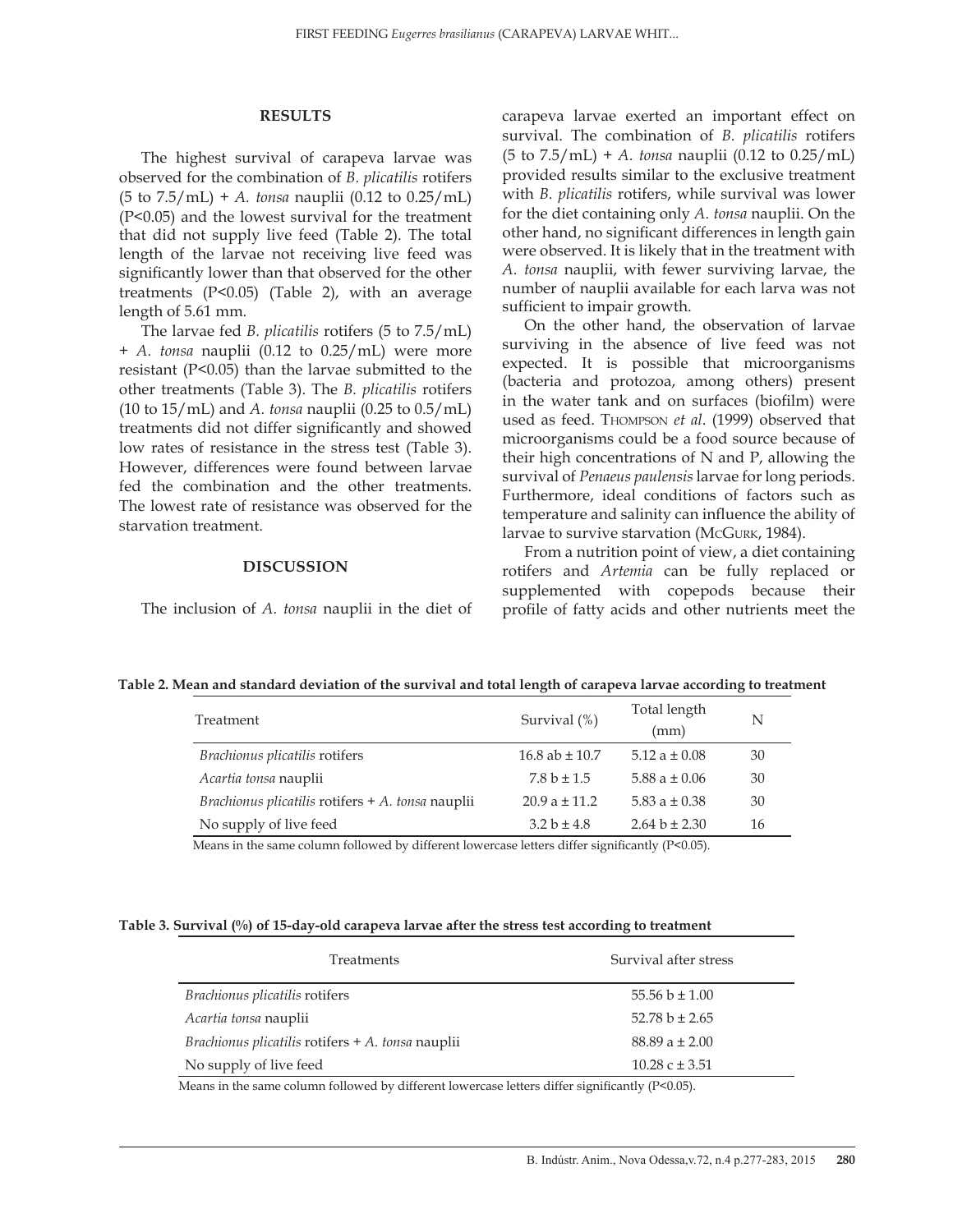## RESULTS

The highest survival of carapeva larvae was observed for the combination of *B. plicatilis* rotifers (5 to 7.5/mL) + *A. tonsa* nauplii (0.12 to 0.25/mL) (P<0.05) and the lowest survival for the treatment that did not supply live feed (Table 2). The total length of the larvae not receiving live feed was significantly lower than that observed for the other treatments (P<0.05) (Table 2), with an average length of 5.61 mm.

The larvae fed *B. plicatilis* rotifers (5 to 7.5/mL) + *A. tonsa* nauplii (0.12 to 0.25/mL) were more resistant (P<0.05) than the larvae submitted to the other treatments (Table 3). The *B. plicatilis* rotifers (10 to 15/mL) and *A. tonsa* nauplii (0.25 to 0.5/mL) treatments did not differ significantly and showed low rates of resistance in the stress test (Table 3). However, differences were found between larvae fed the combination and the other treatments. The lowest rate of resistance was observed for the starvation treatment.

## DISCUSSION

The inclusion of *A. tonsa* nauplii in the diet of carapeva larvae exerted an important effect on survival. The combination of *B. plicatilis* rotifers (5 to 7.5/mL) + *A. tonsa* nauplii (0.12 to 0.25/mL) provided results similar to the exclusive treatment with *B. plicatilis* rotifers, while survival was lower for the diet containing only *A. tonsa* nauplii. On the other hand, no significant differences in length gain were observed. It is likely that in the treatment with *A. tonsa* nauplii, with fewer surviving larvae, the number of nauplii available for each larva was not sufficient to impair growth.

On the other hand, the observation of larvae surviving in the absence of live feed was not expected. It is possible that microorganisms (bacteria and protozoa, among others) present in the water tank and on surfaces (biofilm) were used as feed. Thompson *et al*. (1999) observed that microorganisms could be a food source because of their high concentrations of N and P, allowing the survival of *Penaeus paulensis* larvae for long periods. Furthermore, ideal conditions of factors such as temperature and salinity can influence the ability of larvae to survive starvation (McGurk, 1984).

From a nutrition point of view, a diet containing rotifers and *Artemia* can be fully replaced or supplemented with copepods because their profile of fatty acids and other nutrients meet the

**Table 2. Mean and standard deviation of the survival and total length of carapeva larvae according to treatment**

| Treatment | Survival (%) | Total length (mm) | N |
|---|---|---|---|
| *Brachionus plicatilis* rotifers | 16.8 ab ± 10.7 | 5.12 a ± 0.08 | 30 |
| *Acartia tonsa* nauplii | 7.8 b ± 1.5 | 5.88 a ± 0.06 | 30 |
| *Brachionus plicatilis* rotifers + *A. tonsa* nauplii | 20.9 a ± 11.2 | 5.83 a ± 0.38 | 30 |
| No supply of live feed | 3.2 b ± 4.8 | 2.64 b ± 2.30 | 16 |

Means in the same column followed by different lowercase letters differ significantly (P<0.05).

**Table 3. Survival (%) of 15-day-old carapeva larvae after the stress test according to treatment**

| Treatments | Survival after stress |
|---|---|
| *Brachionus plicatilis* rotifers | 55.56 b ± 1.00 |
| *Acartia tonsa* nauplii | 52.78 b ± 2.65 |
| *Brachionus plicatilis* rotifers + *A. tonsa* nauplii | 88.89 a ± 2.00 |
| No supply of live feed | 10.28 c ± 3.51 |

Means in the same column followed by different lowercase letters differ significantly (P<0.05).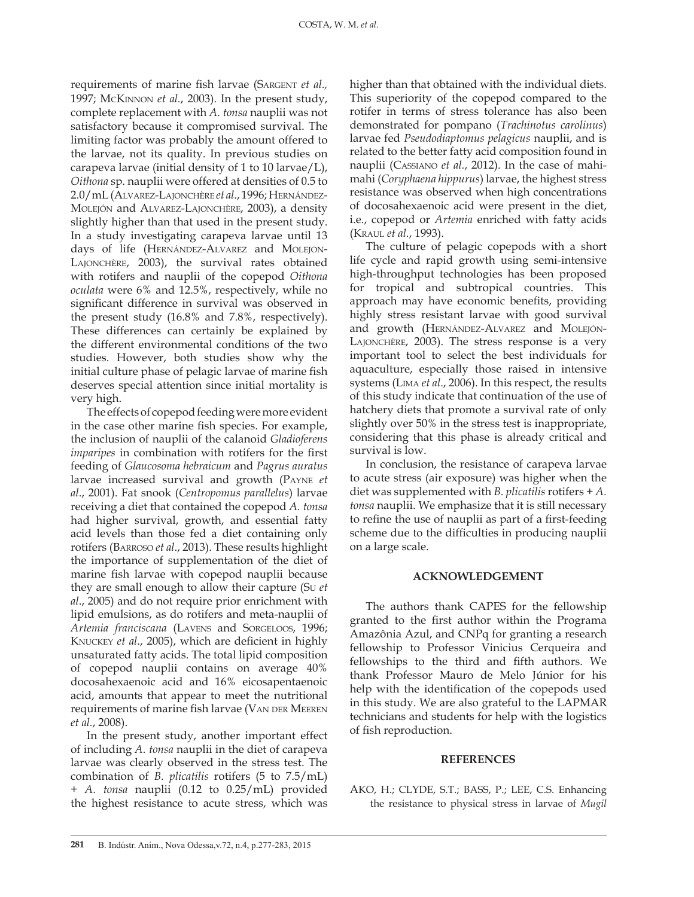requirements of marine fish larvae (Sargent *et al.,* 1997; McKinnon *et al.*, 2003). In the present study, complete replacement with *A. tonsa* nauplii was not satisfactory because it compromised survival. The limiting factor was probably the amount offered to the larvae, not its quality. In previous studies on carapeva larvae (initial density of 1 to 10 larvae/L), *Oithona* sp. nauplii were offered at densities of 0.5 to 2.0/mL (Alvarez-Lajonchère *et al*., 1996; Hernández-Molejón and Alvarez-Lajonchère, 2003), a density slightly higher than that used in the present study. In a study investigating carapeva larvae until 13 days of life (Hernández-Alvarez and Molejon-Lajonchère, 2003), the survival rates obtained with rotifers and nauplii of the copepod *Oithona oculata* were 6% and 12.5%, respectively, while no significant difference in survival was observed in the present study (16.8% and 7.8%, respectively). These differences can certainly be explained by the different environmental conditions of the two studies. However, both studies show why the initial culture phase of pelagic larvae of marine fish deserves special attention since initial mortality is very high.

The effects of copepod feeding were more evident in the case other marine fish species. For example, the inclusion of nauplii of the calanoid *Gladioferens imparipes* in combination with rotifers for the first feeding of *Glaucosoma hebraicum* and *Pagrus auratus* larvae increased survival and growth (Payne *et al*., 2001). Fat snook (*Centropomus parallelus*) larvae receiving a diet that contained the copepod *A. tonsa* had higher survival, growth, and essential fatty acid levels than those fed a diet containing only rotifers (Barroso *et al*., 2013). These results highlight the importance of supplementation of the diet of marine fish larvae with copepod nauplii because they are small enough to allow their capture (Su *et al*., 2005) and do not require prior enrichment with lipid emulsions, as do rotifers and meta-nauplii of *Artemia franciscana* (Lavens and Sorgeloos, 1996; Knuckey *et al*., 2005), which are deficient in highly unsaturated fatty acids. The total lipid composition of copepod nauplii contains on average 40% docosahexaenoic acid and 16% eicosapentaenoic acid, amounts that appear to meet the nutritional requirements of marine fish larvae (Van der Meeren *et al*., 2008).

In the present study, another important effect of including *A. tonsa* nauplii in the diet of carapeva larvae was clearly observed in the stress test. The combination of *B. plicatilis* rotifers (5 to 7.5/mL) + *A. tonsa* nauplii (0.12 to 0.25/mL) provided the highest resistance to acute stress, which was higher than that obtained with the individual diets. This superiority of the copepod compared to the rotifer in terms of stress tolerance has also been demonstrated for pompano (*Trachinotus carolinus*) larvae fed *Pseudodiaptomus pelagicus* nauplii, and is related to the better fatty acid composition found in nauplii (Cassiano *et al.*, 2012). In the case of mahi-mahi (*Coryphaena hippurus*) larvae, the highest stress resistance was observed when high concentrations of docosahexaenoic acid were present in the diet, i.e., copepod or *Artemia* enriched with fatty acids (Kraul *et al*., 1993).

The culture of pelagic copepods with a short life cycle and rapid growth using semi-intensive high-throughput technologies has been proposed for tropical and subtropical countries. This approach may have economic benefits, providing highly stress resistant larvae with good survival and growth (Hernández-Alvarez and Molejón-Lajonchère, 2003). The stress response is a very important tool to select the best individuals for aquaculture, especially those raised in intensive systems (Lima *et al*., 2006). In this respect, the results of this study indicate that continuation of the use of hatchery diets that promote a survival rate of only slightly over 50% in the stress test is inappropriate, considering that this phase is already critical and survival is low.

In conclusion, the resistance of carapeva larvae to acute stress (air exposure) was higher when the diet was supplemented with *B. plicatilis* rotifers + *A. tonsa* nauplii. We emphasize that it is still necessary to refine the use of nauplii as part of a first-feeding scheme due to the difficulties in producing nauplii on a large scale.

## ACKNOWLEDGEMENT

The authors thank CAPES for the fellowship granted to the first author within the Programa Amazônia Azul, and CNPq for granting a research fellowship to Professor Vinicius Cerqueira and fellowships to the third and fifth authors. We thank Professor Mauro de Melo Júnior for his help with the identification of the copepods used in this study. We are also grateful to the LAPMAR technicians and students for help with the logistics of fish reproduction.

## REFERENCES

AKO, H.; CLYDE, S.T.; BASS, P.; LEE, C.S. Enhancing the resistance to physical stress in larvae of *Mugil*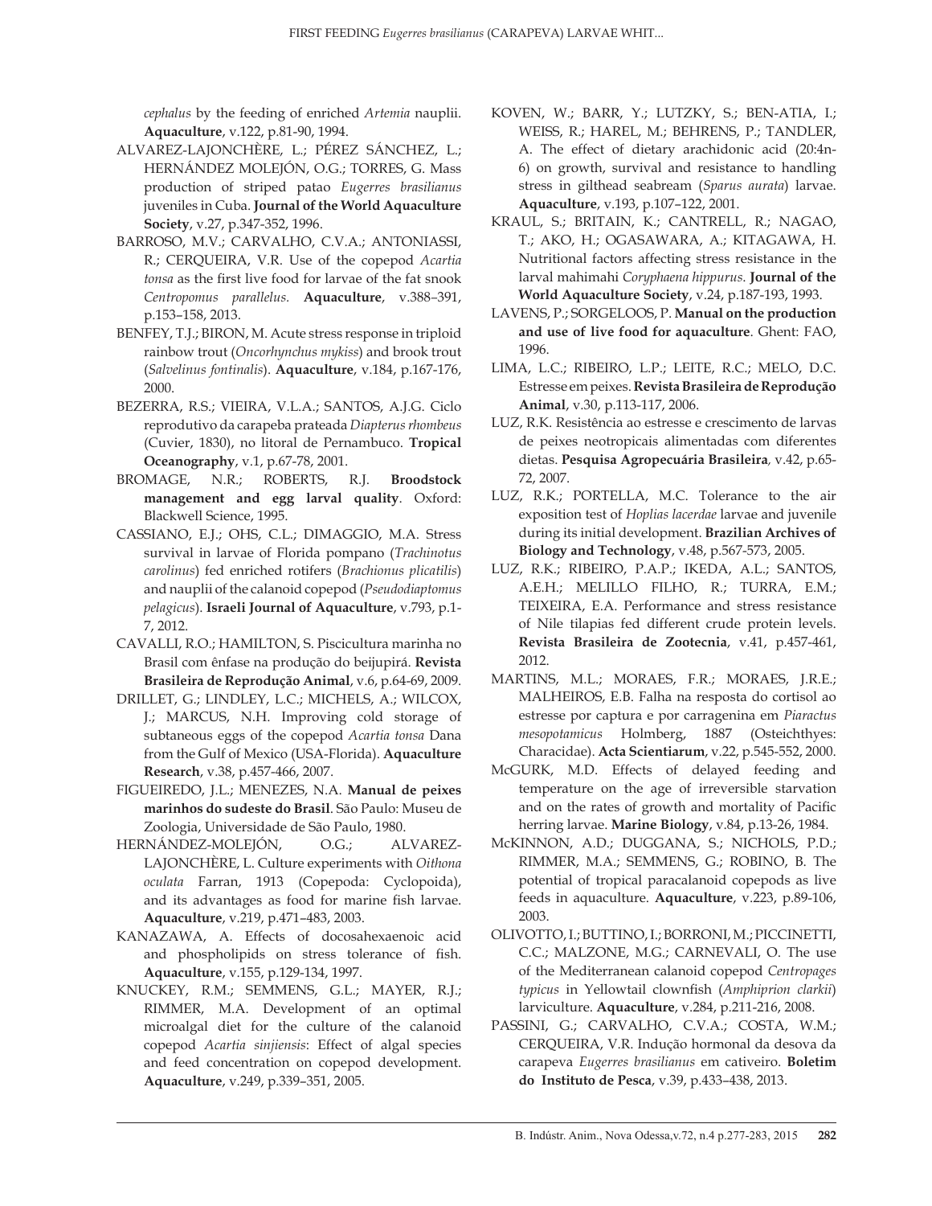*cephalus* by the feeding of enriched *Artemia* nauplii. **Aquaculture**, v.122, p.81-90, 1994.

ALVAREZ-LAJONCHÈRE, L.; PÉREZ SÁNCHEZ, L.; HERNÁNDEZ MOLEJÓN, O.G.; TORRES, G. Mass production of striped patao *Eugerres brasilianus* juveniles in Cuba. **Journal of the World Aquaculture Society**, v.27, p.347-352, 1996.

BARROSO, M.V.; CARVALHO, C.V.A.; ANTONIASSI, R.; CERQUEIRA, V.R. Use of the copepod *Acartia tonsa* as the first live food for larvae of the fat snook *Centropomus parallelus*. **Aquaculture**, v.388–391, p.153–158, 2013.

BENFEY, T.J.; BIRON, M. Acute stress response in triploid rainbow trout (*Oncorhynchus mykiss*) and brook trout (*Salvelinus fontinalis*). **Aquaculture**, v.184, p.167-176, 2000.

BEZERRA, R.S.; VIEIRA, V.L.A.; SANTOS, A.J.G. Ciclo reprodutivo da carapeba prateada *Diapterus rhombeus* (Cuvier, 1830), no litoral de Pernambuco. **Tropical Oceanography**, v.1, p.67-78, 2001.

BROMAGE, N.R.; ROBERTS, R.J. **Broodstock management and egg larval quality**. Oxford: Blackwell Science, 1995.

CASSIANO, E.J.; OHS, C.L.; DIMAGGIO, M.A. Stress survival in larvae of Florida pompano (*Trachinotus carolinus*) fed enriched rotifers (*Brachionus plicatilis*) and nauplii of the calanoid copepod (*Pseudodiaptomus pelagicus*). **Israeli Journal of Aquaculture**, v.793, p.1-7, 2012.

CAVALLI, R.O.; HAMILTON, S. Piscicultura marinha no Brasil com ênfase na produção do beijupirá. **Revista Brasileira de Reprodução Animal**, v.6, p.64-69, 2009.

DRILLET, G.; LINDLEY, L.C.; MICHELS, A.; WILCOX, J.; MARCUS, N.H. Improving cold storage of subtaneous eggs of the copepod *Acartia tonsa* Dana from the Gulf of Mexico (USA-Florida). **Aquaculture Research**, v.38, p.457-466, 2007.

FIGUEIREDO, J.L.; MENEZES, N.A. **Manual de peixes marinhos do sudeste do Brasil**. São Paulo: Museu de Zoologia, Universidade de São Paulo, 1980.

HERNÁNDEZ-MOLEJÓN, O.G.; ALVAREZ-LAJONCHÈRE, L. Culture experiments with *Oithona oculata* Farran, 1913 (Copepoda: Cyclopoida), and its advantages as food for marine fish larvae. **Aquaculture**, v.219, p.471–483, 2003.

KANAZAWA, A. Effects of docosahexaenoic acid and phospholipids on stress tolerance of fish. **Aquaculture**, v.155, p.129-134, 1997.

KNUCKEY, R.M.; SEMMENS, G.L.; MAYER, R.J.; RIMMER, M.A. Development of an optimal microalgal diet for the culture of the calanoid copepod *Acartia sinjiensis*: Effect of algal species and feed concentration on copepod development. **Aquaculture**, v.249, p.339–351, 2005.

KOVEN, W.; BARR, Y.; LUTZKY, S.; BEN-ATIA, I.; WEISS, R.; HAREL, M.; BEHRENS, P.; TANDLER, A. The effect of dietary arachidonic acid (20:4n-6) on growth, survival and resistance to handling stress in gilthead seabream (*Sparus aurata*) larvae. **Aquaculture**, v.193, p.107–122, 2001.

KRAUL, S.; BRITAIN, K.; CANTRELL, R.; NAGAO, T.; AKO, H.; OGASAWARA, A.; KITAGAWA, H. Nutritional factors affecting stress resistance in the larval mahimahi *Coryphaena hippurus*. **Journal of the World Aquaculture Society**, v.24, p.187-193, 1993.

LAVENS, P.; SORGELOOS, P. **Manual on the production and use of live food for aquaculture**. Ghent: FAO, 1996.

LIMA, L.C.; RIBEIRO, L.P.; LEITE, R.C.; MELO, D.C. Estresse em peixes. **Revista Brasileira de Reprodução Animal**, v.30, p.113-117, 2006.

LUZ, R.K. Resistência ao estresse e crescimento de larvas de peixes neotropicais alimentadas com diferentes dietas. **Pesquisa Agropecuária Brasileira**, v.42, p.65-72, 2007.

LUZ, R.K.; PORTELLA, M.C. Tolerance to the air exposition test of *Hoplias lacerdae* larvae and juvenile during its initial development. **Brazilian Archives of Biology and Technology**, v.48, p.567-573, 2005.

LUZ, R.K.; RIBEIRO, P.A.P.; IKEDA, A.L.; SANTOS, A.E.H.; MELILLO FILHO, R.; TURRA, E.M.; TEIXEIRA, E.A. Performance and stress resistance of Nile tilapias fed different crude protein levels. **Revista Brasileira de Zootecnia**, v.41, p.457-461, 2012.

MARTINS, M.L.; MORAES, F.R.; MORAES, J.R.E.; MALHEIROS, E.B. Falha na resposta do cortisol ao estresse por captura e por carragenina em *Piaractus mesopotamicus* Holmberg, 1887 (Osteichthyes: Characidae). **Acta Scientiarum**, v.22, p.545-552, 2000.

McGURK, M.D. Effects of delayed feeding and temperature on the age of irreversible starvation and on the rates of growth and mortality of Pacific herring larvae. **Marine Biology**, v.84, p.13-26, 1984.

McKINNON, A.D.; DUGGANA, S.; NICHOLS, P.D.; RIMMER, M.A.; SEMMENS, G.; ROBINO, B. The potential of tropical paracalanoid copepods as live feeds in aquaculture. **Aquaculture**, v.223, p.89-106, 2003.

OLIVOTTO, I.; BUTTINO, I.; BORRONI, M.; PICCINETTI, C.C.; MALZONE, M.G.; CARNEVALI, O. The use of the Mediterranean calanoid copepod *Centropages typicus* in Yellowtail clownfish (*Amphiprion clarkii*) larviculture. **Aquaculture**, v.284, p.211-216, 2008.

PASSINI, G.; CARVALHO, C.V.A.; COSTA, W.M.; CERQUEIRA, V.R. Indução hormonal da desova da carapeva *Eugerres brasilianus* em cativeiro. **Boletim do Instituto de Pesca**, v.39, p.433–438, 2013.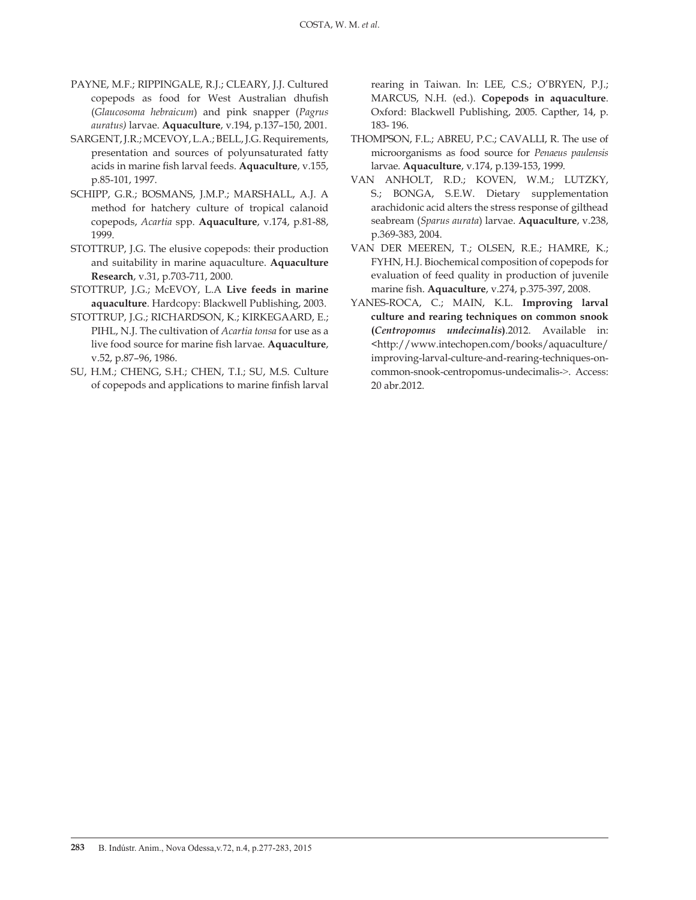PAYNE, M.F.; RIPPINGALE, R.J.; CLEARY, J.J. Cultured copepods as food for West Australian dhufish (*Glaucosoma hebraicum*) and pink snapper (*Pagrus auratus)* larvae. **Aquaculture**, v.194, p.137–150, 2001.

SARGENT, J.R.; MCEVOY, L.A.; BELL, J.G. Requirements, presentation and sources of polyunsaturated fatty acids in marine fish larval feeds. **Aquaculture**, v.155, p.85-101, 1997.

SCHIPP, G.R.; BOSMANS, J.M.P.; MARSHALL, A.J. A method for hatchery culture of tropical calanoid copepods, *Acartia* spp. **Aquaculture**, v.174, p.81-88, 1999.

STOTTRUP, J.G. The elusive copepods: their production and suitability in marine aquaculture. **Aquaculture Research**, v.31, p.703-711, 2000.

STOTTRUP, J.G.; McEVOY, L.A **Live feeds in marine aquaculture**. Hardcopy: Blackwell Publishing, 2003.

STOTTRUP, J.G.; RICHARDSON, K.; KIRKEGAARD, E.; PIHL, N.J. The cultivation of *Acartia tonsa* for use as a live food source for marine fish larvae. **Aquaculture**, v.52, p.87–96, 1986.

SU, H.M.; CHENG, S.H.; CHEN, T.I.; SU, M.S. Culture of copepods and applications to marine finfish larval rearing in Taiwan. In: LEE, C.S.; O'BRYEN, P.J.; MARCUS, N.H. (ed.). **Copepods in aquaculture**. Oxford: Blackwell Publishing, 2005. Capther, 14, p. 183- 196.

THOMPSON, F.L.; ABREU, P.C.; CAVALLI, R. The use of microorganisms as food source for *Penaeus paulensis* larvae. **Aquaculture**, v.174, p.139-153, 1999.

VAN ANHOLT, R.D.; KOVEN, W.M.; LUTZKY, S.; BONGA, S.E.W. Dietary supplementation arachidonic acid alters the stress response of gilthead seabream (*Sparus aurata*) larvae. **Aquaculture**, v.238, p.369-383, 2004.

VAN DER MEEREN, T.; OLSEN, R.E.; HAMRE, K.; FYHN, H.J. Biochemical composition of copepods for evaluation of feed quality in production of juvenile marine fish. **Aquaculture**, v.274, p.375-397, 2008.

YANES-ROCA, C.; MAIN, K.L. **Improving larval culture and rearing techniques on common snook (*Centropomus undecimalis*)**.2012. Available in: <http://www.intechopen.com/books/aquaculture/improving-larval-culture-and-rearing-techniques-on-common-snook-centropomus-undecimalis->. Access: 20 abr.2012.